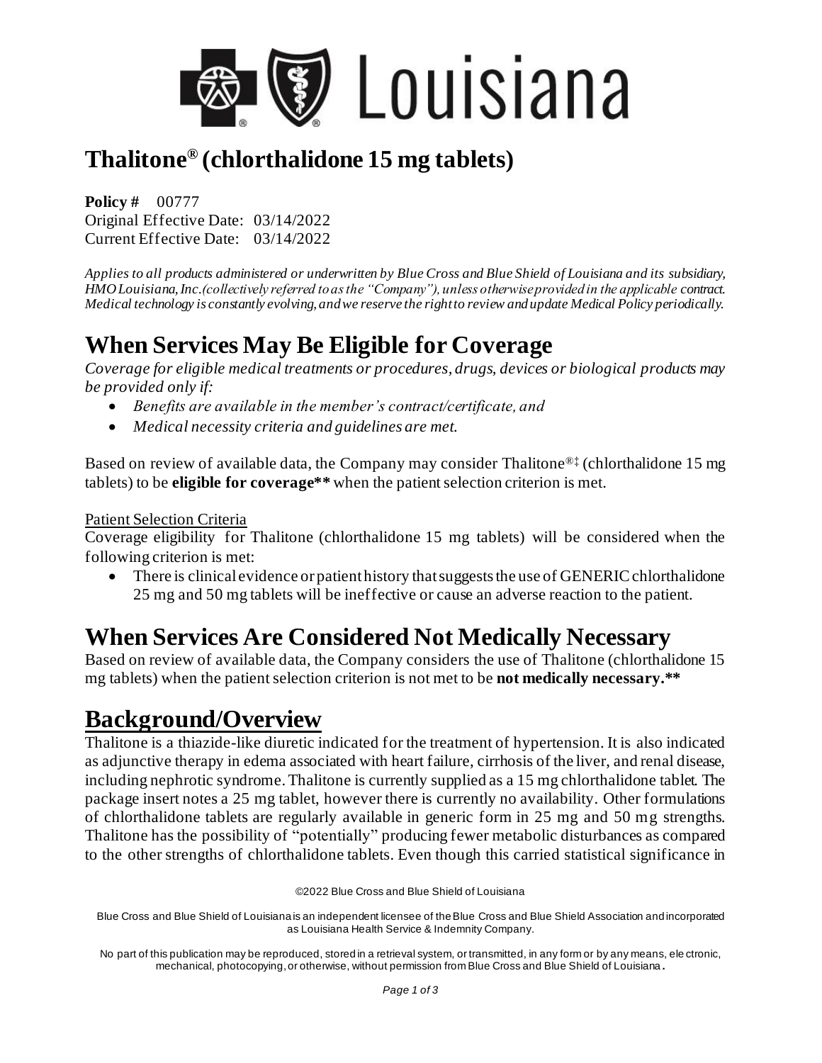# Thalitone® (chlorthalidone 15 mg tablets)

**Policy #** 00777
Original Effective Date: 03/14/2022
Current Effective Date: 03/14/2022

*Applies to all products administered or underwritten by Blue Cross and Blue Shield of Louisiana and its subsidiary, HMO Louisiana, Inc.(collectively referred to as the "Company"), unless otherwise provided in the applicable contract. Medical technology is constantly evolving, and we reserve the right to review and update Medical Policy periodically.*

## When Services May Be Eligible for Coverage

*Coverage for eligible medical treatments or procedures, drugs, devices or biological products may be provided only if:*

- *Benefits are available in the member's contract/certificate, and*
- *Medical necessity criteria and guidelines are met.*

Based on review of available data, the Company may consider Thalitone®‡ (chlorthalidone 15 mg tablets) to be **eligible for coverage**** when the patient selection criterion is met.

Patient Selection Criteria

Coverage eligibility for Thalitone (chlorthalidone 15 mg tablets) will be considered when the following criterion is met:

- There is clinical evidence or patient history that suggests the use of GENERIC chlorthalidone 25 mg and 50 mg tablets will be ineffective or cause an adverse reaction to the patient.

## When Services Are Considered Not Medically Necessary

Based on review of available data, the Company considers the use of Thalitone (chlorthalidone 15 mg tablets) when the patient selection criterion is not met to be **not medically necessary.****

## Background/Overview

Thalitone is a thiazide-like diuretic indicated for the treatment of hypertension. It is also indicated as adjunctive therapy in edema associated with heart failure, cirrhosis of the liver, and renal disease, including nephrotic syndrome. Thalitone is currently supplied as a 15 mg chlorthalidone tablet. The package insert notes a 25 mg tablet, however there is currently no availability. Other formulations of chlorthalidone tablets are regularly available in generic form in 25 mg and 50 mg strengths. Thalitone has the possibility of "potentially" producing fewer metabolic disturbances as compared to the other strengths of chlorthalidone tablets. Even though this carried statistical significance in

©2022 Blue Cross and Blue Shield of Louisiana

Blue Cross and Blue Shield of Louisiana is an independent licensee of the Blue Cross and Blue Shield Association and incorporated as Louisiana Health Service & Indemnity Company.

No part of this publication may be reproduced, stored in a retrieval system, or transmitted, in any form or by any means, electronic, mechanical, photocopying, or otherwise, without permission from Blue Cross and Blue Shield of Louisiana.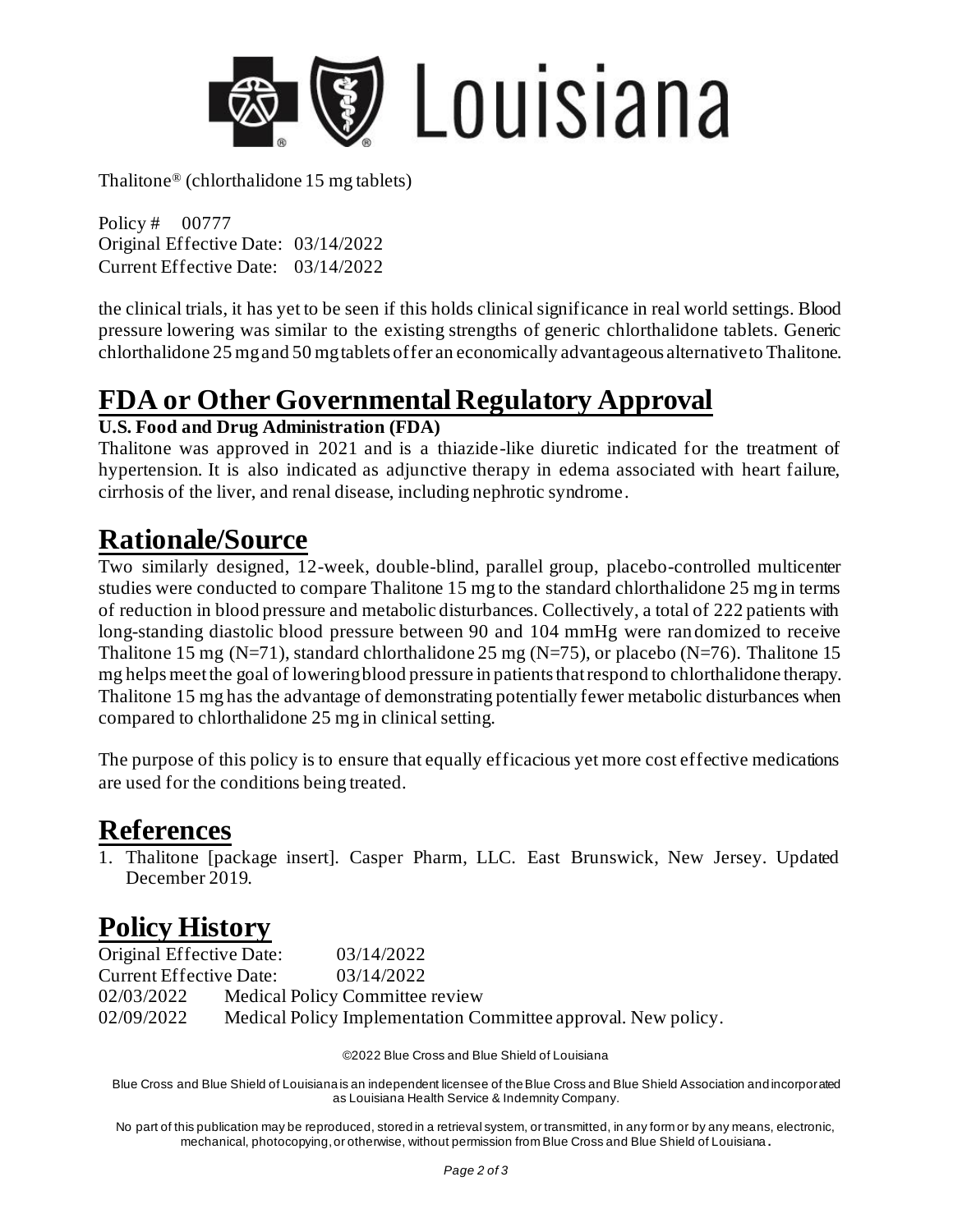the clinical trials, it has yet to be seen if this holds clinical significance in real world settings. Blood pressure lowering was similar to the existing strengths of generic chlorthalidone tablets. Generic chlorthalidone 25 mg and 50 mg tablets offer an economically advantageous alternative to Thalitone.

# FDA or Other Governmental Regulatory Approval

**U.S. Food and Drug Administration (FDA)**

Thalitone was approved in 2021 and is a thiazide-like diuretic indicated for the treatment of hypertension. It is also indicated as adjunctive therapy in edema associated with heart failure, cirrhosis of the liver, and renal disease, including nephrotic syndrome.

# Rationale/Source

Two similarly designed, 12-week, double-blind, parallel group, placebo-controlled multicenter studies were conducted to compare Thalitone 15 mg to the standard chlorthalidone 25 mg in terms of reduction in blood pressure and metabolic disturbances. Collectively, a total of 222 patients with long-standing diastolic blood pressure between 90 and 104 mmHg were randomized to receive Thalitone 15 mg (N=71), standard chlorthalidone 25 mg (N=75), or placebo (N=76). Thalitone 15 mg helps meet the goal of lowering blood pressure in patients that respond to chlorthalidone therapy. Thalitone 15 mg has the advantage of demonstrating potentially fewer metabolic disturbances when compared to chlorthalidone 25 mg in clinical setting.

The purpose of this policy is to ensure that equally efficacious yet more cost effective medications are used for the conditions being treated.

# References

1. Thalitone [package insert]. Casper Pharm, LLC. East Brunswick, New Jersey. Updated December 2019.

# Policy History

| | |
|---|---|
| Original Effective Date: | 03/14/2022 |
| Current Effective Date: | 03/14/2022 |
| 02/03/2022 | Medical Policy Committee review |
| 02/09/2022 | Medical Policy Implementation Committee approval. New policy. |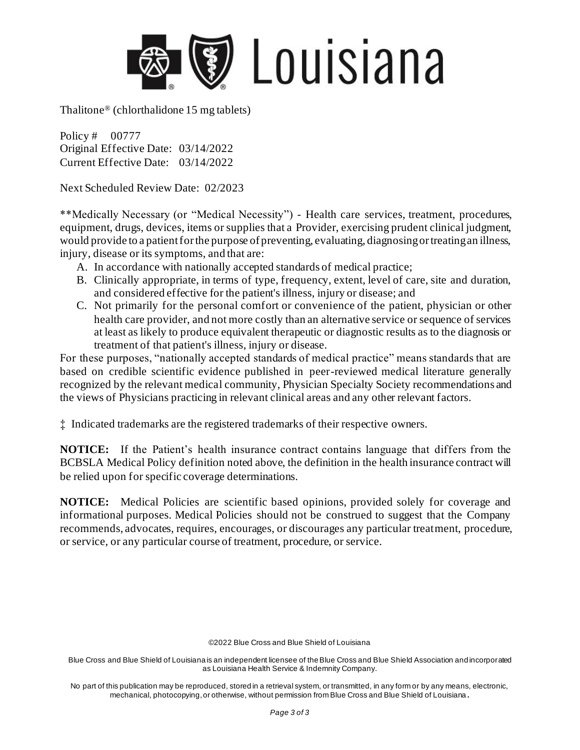Thalitone® (chlorthalidone 15 mg tablets)

Policy # 00777
Original Effective Date: 03/14/2022
Current Effective Date: 03/14/2022

Next Scheduled Review Date: 02/2023

**Medically Necessary (or "Medical Necessity") - Health care services, treatment, procedures, equipment, drugs, devices, items or supplies that a Provider, exercising prudent clinical judgment, would provide to a patient for the purpose of preventing, evaluating, diagnosing or treating an illness, injury, disease or its symptoms, and that are:

A. In accordance with nationally accepted standards of medical practice;
B. Clinically appropriate, in terms of type, frequency, extent, level of care, site and duration, and considered effective for the patient's illness, injury or disease; and
C. Not primarily for the personal comfort or convenience of the patient, physician or other health care provider, and not more costly than an alternative service or sequence of services at least as likely to produce equivalent therapeutic or diagnostic results as to the diagnosis or treatment of that patient's illness, injury or disease.

For these purposes, "nationally accepted standards of medical practice" means standards that are based on credible scientific evidence published in peer-reviewed medical literature generally recognized by the relevant medical community, Physician Specialty Society recommendations and the views of Physicians practicing in relevant clinical areas and any other relevant factors.

‡ Indicated trademarks are the registered trademarks of their respective owners.

**NOTICE:** If the Patient's health insurance contract contains language that differs from the BCBSLA Medical Policy definition noted above, the definition in the health insurance contract will be relied upon for specific coverage determinations.

**NOTICE:** Medical Policies are scientific based opinions, provided solely for coverage and informational purposes. Medical Policies should not be construed to suggest that the Company recommends, advocates, requires, encourages, or discourages any particular treatment, procedure, or service, or any particular course of treatment, procedure, or service.

©2022 Blue Cross and Blue Shield of Louisiana

Blue Cross and Blue Shield of Louisiana is an independent licensee of the Blue Cross and Blue Shield Association and incorporated as Louisiana Health Service & Indemnity Company.

No part of this publication may be reproduced, stored in a retrieval system, or transmitted, in any form or by any means, electronic, mechanical, photocopying, or otherwise, without permission from Blue Cross and Blue Shield of Louisiana.